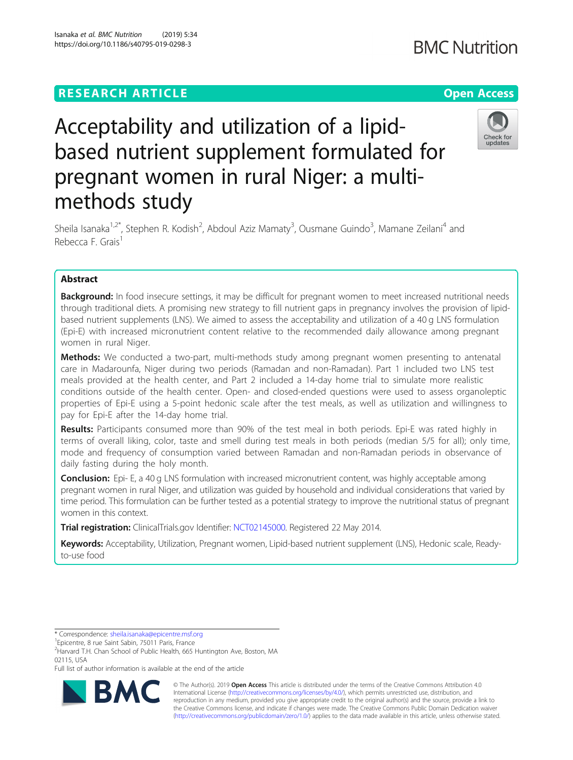RESEARCH ARTICLE

Open Access

# Acceptability and utilization of a lipid-based nutrient supplement formulated for pregnant women in rural Niger: a multi-methods study

Sheila Isanaka[1,2*], Stephen R. Kodish[2], Abdoul Aziz Mamaty[3], Ousmane Guindo[3], Mamane Zeilani[4] and Rebecca F. Grais[1]

## Abstract

**Background:** In food insecure settings, it may be difficult for pregnant women to meet increased nutritional needs through traditional diets. A promising new strategy to fill nutrient gaps in pregnancy involves the provision of lipid-based nutrient supplements (LNS). We aimed to assess the acceptability and utilization of a 40 g LNS formulation (Epi-E) with increased micronutrient content relative to the recommended daily allowance among pregnant women in rural Niger.

**Methods:** We conducted a two-part, multi-methods study among pregnant women presenting to antenatal care in Madarounfa, Niger during two periods (Ramadan and non-Ramadan). Part 1 included two LNS test meals provided at the health center, and Part 2 included a 14-day home trial to simulate more realistic conditions outside of the health center. Open- and closed-ended questions were used to assess organoleptic properties of Epi-E using a 5-point hedonic scale after the test meals, as well as utilization and willingness to pay for Epi-E after the 14-day home trial.

**Results:** Participants consumed more than 90% of the test meal in both periods. Epi-E was rated highly in terms of overall liking, color, taste and smell during test meals in both periods (median 5/5 for all); only time, mode and frequency of consumption varied between Ramadan and non-Ramadan periods in observance of daily fasting during the holy month.

**Conclusion:** Epi- E, a 40 g LNS formulation with increased micronutrient content, was highly acceptable among pregnant women in rural Niger, and utilization was guided by household and individual considerations that varied by time period. This formulation can be further tested as a potential strategy to improve the nutritional status of pregnant women in this context.

**Trial registration:** ClinicalTrials.gov Identifier: NCT02145000. Registered 22 May 2014.

**Keywords:** Acceptability, Utilization, Pregnant women, Lipid-based nutrient supplement (LNS), Hedonic scale, Ready-to-use food

---

* Correspondence: sheila.isanaka@epicentre.msf.org

[1]Epicentre, 8 rue Saint Sabin, 75011 Paris, France

[2]Harvard T.H. Chan School of Public Health, 665 Huntington Ave, Boston, MA 02115, USA

Full list of author information is available at the end of the article

© The Author(s). 2019 **Open Access** This article is distributed under the terms of the Creative Commons Attribution 4.0 International License (http://creativecommons.org/licenses/by/4.0/), which permits unrestricted use, distribution, and reproduction in any medium, provided you give appropriate credit to the original author(s) and the source, provide a link to the Creative Commons license, and indicate if changes were made. The Creative Commons Public Domain Dedication waiver (http://creativecommons.org/publicdomain/zero/1.0/) applies to the data made available in this article, unless otherwise stated.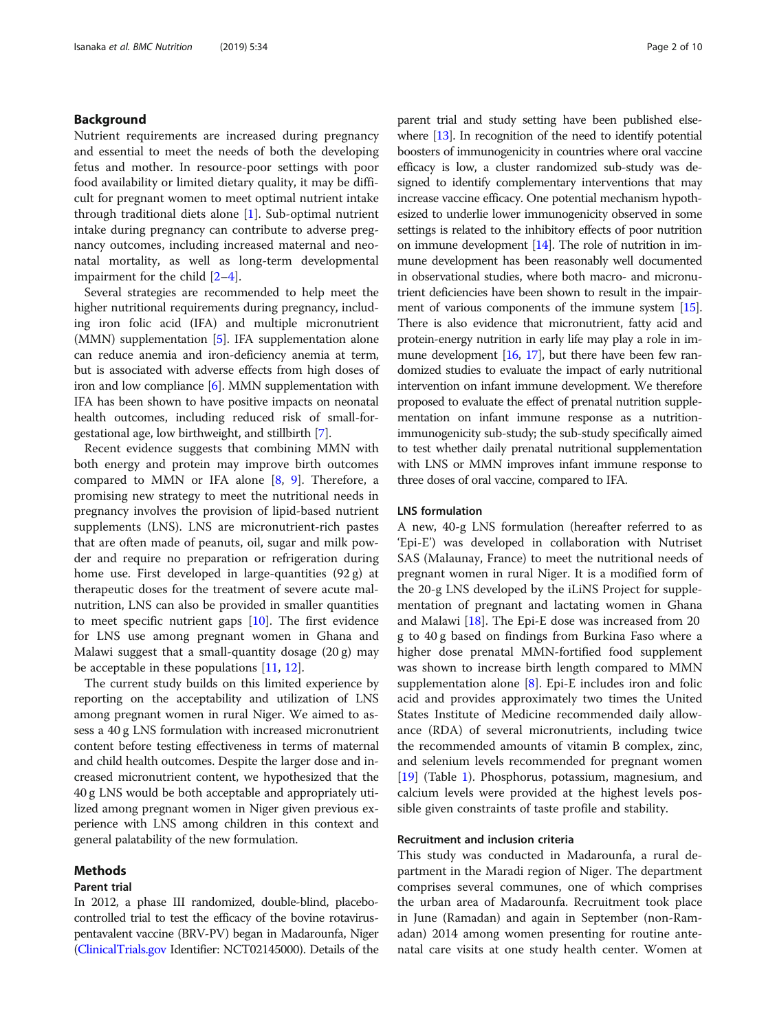## Background

Nutrient requirements are increased during pregnancy and essential to meet the needs of both the developing fetus and mother. In resource-poor settings with poor food availability or limited dietary quality, it may be difficult for pregnant women to meet optimal nutrient intake through traditional diets alone [1]. Sub-optimal nutrient intake during pregnancy can contribute to adverse pregnancy outcomes, including increased maternal and neonatal mortality, as well as long-term developmental impairment for the child [2–4].

Several strategies are recommended to help meet the higher nutritional requirements during pregnancy, including iron folic acid (IFA) and multiple micronutrient (MMN) supplementation [5]. IFA supplementation alone can reduce anemia and iron-deficiency anemia at term, but is associated with adverse effects from high doses of iron and low compliance [6]. MMN supplementation with IFA has been shown to have positive impacts on neonatal health outcomes, including reduced risk of small-for-gestational age, low birthweight, and stillbirth [7].

Recent evidence suggests that combining MMN with both energy and protein may improve birth outcomes compared to MMN or IFA alone [8, 9]. Therefore, a promising new strategy to meet the nutritional needs in pregnancy involves the provision of lipid-based nutrient supplements (LNS). LNS are micronutrient-rich pastes that are often made of peanuts, oil, sugar and milk powder and require no preparation or refrigeration during home use. First developed in large-quantities (92 g) at therapeutic doses for the treatment of severe acute malnutrition, LNS can also be provided in smaller quantities to meet specific nutrient gaps [10]. The first evidence for LNS use among pregnant women in Ghana and Malawi suggest that a small-quantity dosage (20 g) may be acceptable in these populations [11, 12].

The current study builds on this limited experience by reporting on the acceptability and utilization of LNS among pregnant women in rural Niger. We aimed to assess a 40 g LNS formulation with increased micronutrient content before testing effectiveness in terms of maternal and child health outcomes. Despite the larger dose and increased micronutrient content, we hypothesized that the 40 g LNS would be both acceptable and appropriately utilized among pregnant women in Niger given previous experience with LNS among children in this context and general palatability of the new formulation.

## Methods

### Parent trial

In 2012, a phase III randomized, double-blind, placebo-controlled trial to test the efficacy of the bovine rotavirus-pentavalent vaccine (BRV-PV) began in Madarounfa, Niger (ClinicalTrials.gov Identifier: NCT02145000). Details of the parent trial and study setting have been published elsewhere [13]. In recognition of the need to identify potential boosters of immunogenicity in countries where oral vaccine efficacy is low, a cluster randomized sub-study was designed to identify complementary interventions that may increase vaccine efficacy. One potential mechanism hypothesized to underlie lower immunogenicity observed in some settings is related to the inhibitory effects of poor nutrition on immune development [14]. The role of nutrition in immune development has been reasonably well documented in observational studies, where both macro- and micronutrient deficiencies have been shown to result in the impairment of various components of the immune system [15]. There is also evidence that micronutrient, fatty acid and protein-energy nutrition in early life may play a role in immune development [16, 17], but there have been few randomized studies to evaluate the impact of early nutritional intervention on infant immune development. We therefore proposed to evaluate the effect of prenatal nutrition supplementation on infant immune response as a nutrition-immunogenicity sub-study; the sub-study specifically aimed to test whether daily prenatal nutritional supplementation with LNS or MMN improves infant immune response to three doses of oral vaccine, compared to IFA.

### LNS formulation

A new, 40-g LNS formulation (hereafter referred to as 'Epi-E') was developed in collaboration with Nutriset SAS (Malaunay, France) to meet the nutritional needs of pregnant women in rural Niger. It is a modified form of the 20-g LNS developed by the iLiNS Project for supplementation of pregnant and lactating women in Ghana and Malawi [18]. The Epi-E dose was increased from 20 g to 40 g based on findings from Burkina Faso where a higher dose prenatal MMN-fortified food supplement was shown to increase birth length compared to MMN supplementation alone [8]. Epi-E includes iron and folic acid and provides approximately two times the United States Institute of Medicine recommended daily allowance (RDA) of several micronutrients, including twice the recommended amounts of vitamin B complex, zinc, and selenium levels recommended for pregnant women [19] (Table 1). Phosphorus, potassium, magnesium, and calcium levels were provided at the highest levels possible given constraints of taste profile and stability.

### Recruitment and inclusion criteria

This study was conducted in Madarounfa, a rural department in the Maradi region of Niger. The department comprises several communes, one of which comprises the urban area of Madarounfa. Recruitment took place in June (Ramadan) and again in September (non-Ramadan) 2014 among women presenting for routine antenatal care visits at one study health center. Women at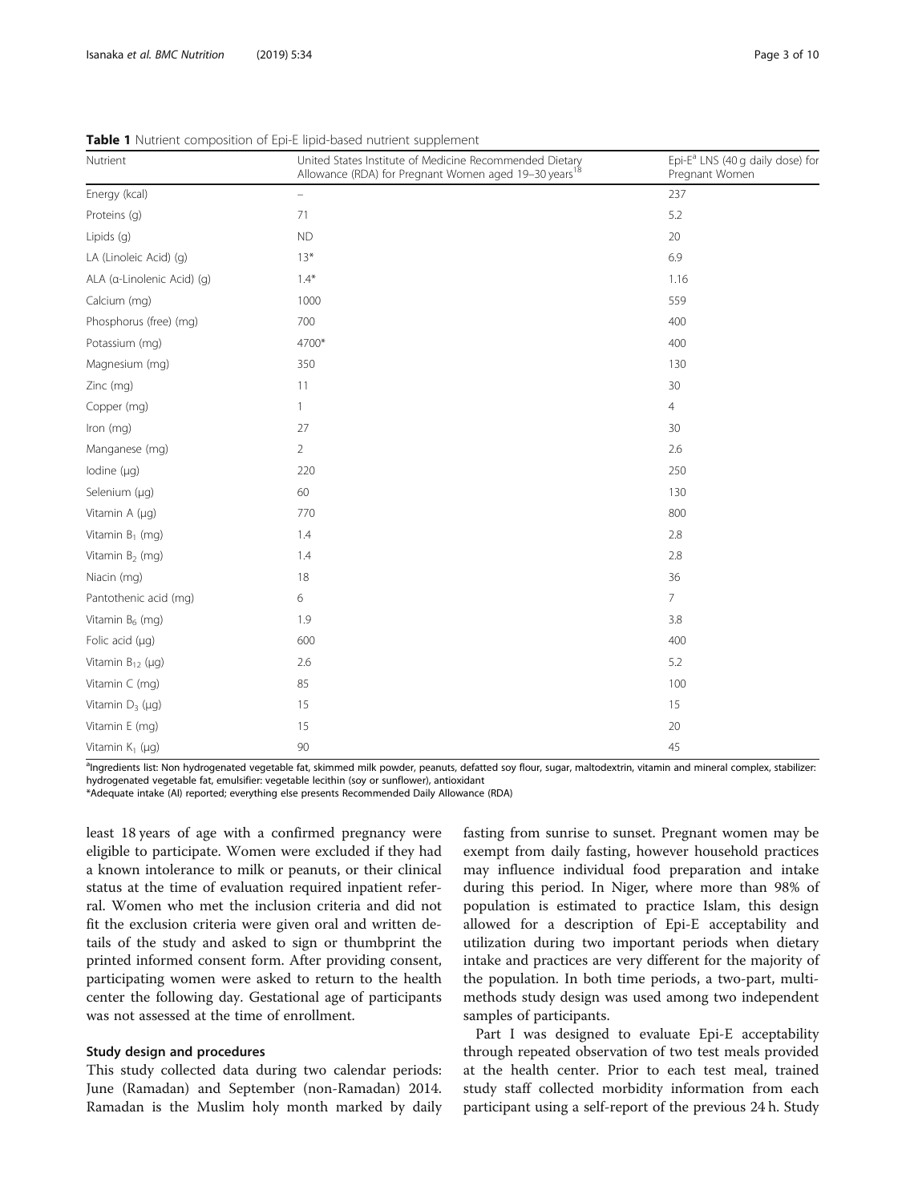**Table 1** Nutrient composition of Epi-E lipid-based nutrient supplement

| Nutrient | United States Institute of Medicine Recommended Dietary Allowance (RDA) for Pregnant Women aged 19–30 years[18] | Epi-E[a] LNS (40 g daily dose) for Pregnant Women |
|---|---|---|
| Energy (kcal) | – | 237 |
| Proteins (g) | 71 | 5.2 |
| Lipids (g) | ND | 20 |
| LA (Linoleic Acid) (g) | 13* | 6.9 |
| ALA (α-Linolenic Acid) (g) | 1.4* | 1.16 |
| Calcium (mg) | 1000 | 559 |
| Phosphorus (free) (mg) | 700 | 400 |
| Potassium (mg) | 4700* | 400 |
| Magnesium (mg) | 350 | 130 |
| Zinc (mg) | 11 | 30 |
| Copper (mg) | 1 | 4 |
| Iron (mg) | 27 | 30 |
| Manganese (mg) | 2 | 2.6 |
| Iodine (μg) | 220 | 250 |
| Selenium (μg) | 60 | 130 |
| Vitamin A (μg) | 770 | 800 |
| Vitamin $B_1$ (mg) | 1.4 | 2.8 |
| Vitamin $B_2$ (mg) | 1.4 | 2.8 |
| Niacin (mg) | 18 | 36 |
| Pantothenic acid (mg) | 6 | 7 |
| Vitamin $B_6$ (mg) | 1.9 | 3.8 |
| Folic acid (μg) | 600 | 400 |
| Vitamin $B_{12}$ (μg) | 2.6 | 5.2 |
| Vitamin C (mg) | 85 | 100 |
| Vitamin $D_3$ (μg) | 15 | 15 |
| Vitamin E (mg) | 15 | 20 |
| Vitamin $K_1$ (μg) | 90 | 45 |

[a]Ingredients list: Non hydrogenated vegetable fat, skimmed milk powder, peanuts, defatted soy flour, sugar, maltodextrin, vitamin and mineral complex, stabilizer: hydrogenated vegetable fat, emulsifier: vegetable lecithin (soy or sunflower), antioxidant

*Adequate intake (AI) reported; everything else presents Recommended Daily Allowance (RDA)

least 18 years of age with a confirmed pregnancy were eligible to participate. Women were excluded if they had a known intolerance to milk or peanuts, or their clinical status at the time of evaluation required inpatient referral. Women who met the inclusion criteria and did not fit the exclusion criteria were given oral and written details of the study and asked to sign or thumbprint the printed informed consent form. After providing consent, participating women were asked to return to the health center the following day. Gestational age of participants was not assessed at the time of enrollment.

### Study design and procedures

This study collected data during two calendar periods: June (Ramadan) and September (non-Ramadan) 2014. Ramadan is the Muslim holy month marked by daily fasting from sunrise to sunset. Pregnant women may be exempt from daily fasting, however household practices may influence individual food preparation and intake during this period. In Niger, where more than 98% of population is estimated to practice Islam, this design allowed for a description of Epi-E acceptability and utilization during two important periods when dietary intake and practices are very different for the majority of the population. In both time periods, a two-part, multi-methods study design was used among two independent samples of participants.

Part I was designed to evaluate Epi-E acceptability through repeated observation of two test meals provided at the health center. Prior to each test meal, trained study staff collected morbidity information from each participant using a self-report of the previous 24 h. Study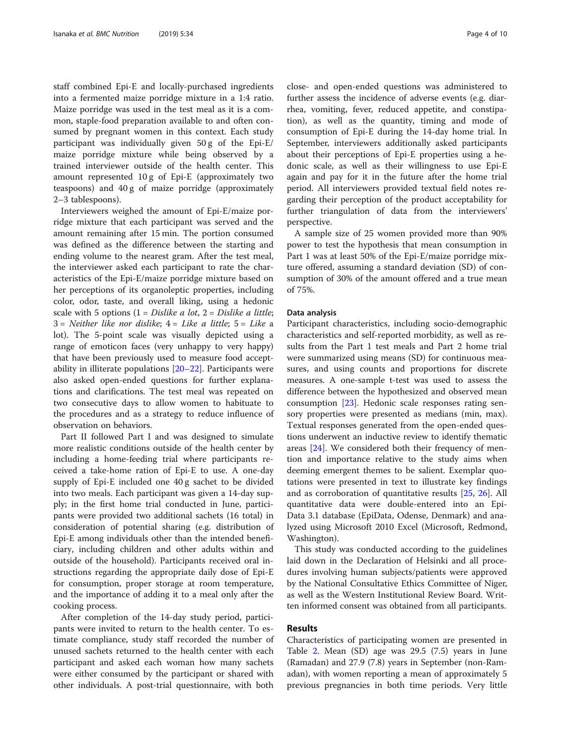staff combined Epi-E and locally-purchased ingredients into a fermented maize porridge mixture in a 1:4 ratio. Maize porridge was used in the test meal as it is a common, staple-food preparation available to and often consumed by pregnant women in this context. Each study participant was individually given 50 g of the Epi-E/maize porridge mixture while being observed by a trained interviewer outside of the health center. This amount represented 10 g of Epi-E (approximately two teaspoons) and 40 g of maize porridge (approximately 2–3 tablespoons).

Interviewers weighed the amount of Epi-E/maize porridge mixture that each participant was served and the amount remaining after 15 min. The portion consumed was defined as the difference between the starting and ending volume to the nearest gram. After the test meal, the interviewer asked each participant to rate the characteristics of the Epi-E/maize porridge mixture based on her perceptions of its organoleptic properties, including color, odor, taste, and overall liking, using a hedonic scale with 5 options (1 = *Dislike a lot*, 2 = *Dislike a little*; 3 = *Neither like nor dislike*; 4 = *Like a little*; 5 = *Like* a lot). The 5-point scale was visually depicted using a range of emoticon faces (very unhappy to very happy) that have been previously used to measure food acceptability in illiterate populations [20–22]. Participants were also asked open-ended questions for further explanations and clarifications. The test meal was repeated on two consecutive days to allow women to habituate to the procedures and as a strategy to reduce influence of observation on behaviors.

Part II followed Part I and was designed to simulate more realistic conditions outside of the health center by including a home-feeding trial where participants received a take-home ration of Epi-E to use. A one-day supply of Epi-E included one 40 g sachet to be divided into two meals. Each participant was given a 14-day supply; in the first home trial conducted in June, participants were provided two additional sachets (16 total) in consideration of potential sharing (e.g. distribution of Epi-E among individuals other than the intended beneficiary, including children and other adults within and outside of the household). Participants received oral instructions regarding the appropriate daily dose of Epi-E for consumption, proper storage at room temperature, and the importance of adding it to a meal only after the cooking process.

After completion of the 14-day study period, participants were invited to return to the health center. To estimate compliance, study staff recorded the number of unused sachets returned to the health center with each participant and asked each woman how many sachets were either consumed by the participant or shared with other individuals. A post-trial questionnaire, with both close- and open-ended questions was administered to further assess the incidence of adverse events (e.g. diarrhea, vomiting, fever, reduced appetite, and constipation), as well as the quantity, timing and mode of consumption of Epi-E during the 14-day home trial. In September, interviewers additionally asked participants about their perceptions of Epi-E properties using a hedonic scale, as well as their willingness to use Epi-E again and pay for it in the future after the home trial period. All interviewers provided textual field notes regarding their perception of the product acceptability for further triangulation of data from the interviewers' perspective.

A sample size of 25 women provided more than 90% power to test the hypothesis that mean consumption in Part 1 was at least 50% of the Epi-E/maize porridge mixture offered, assuming a standard deviation (SD) of consumption of 30% of the amount offered and a true mean of 75%.

### Data analysis

Participant characteristics, including socio-demographic characteristics and self-reported morbidity, as well as results from the Part 1 test meals and Part 2 home trial were summarized using means (SD) for continuous measures, and using counts and proportions for discrete measures. A one-sample t-test was used to assess the difference between the hypothesized and observed mean consumption [23]. Hedonic scale responses rating sensory properties were presented as medians (min, max). Textual responses generated from the open-ended questions underwent an inductive review to identify thematic areas [24]. We considered both their frequency of mention and importance relative to the study aims when deeming emergent themes to be salient. Exemplar quotations were presented in text to illustrate key findings and as corroboration of quantitative results [25, 26]. All quantitative data were double-entered into an EpiData 3.1 database (EpiData, Odense, Denmark) and analyzed using Microsoft 2010 Excel (Microsoft, Redmond, Washington).

This study was conducted according to the guidelines laid down in the Declaration of Helsinki and all procedures involving human subjects/patients were approved by the National Consultative Ethics Committee of Niger, as well as the Western Institutional Review Board. Written informed consent was obtained from all participants.

## Results

Characteristics of participating women are presented in Table 2. Mean (SD) age was 29.5 (7.5) years in June (Ramadan) and 27.9 (7.8) years in September (non-Ramadan), with women reporting a mean of approximately 5 previous pregnancies in both time periods. Very little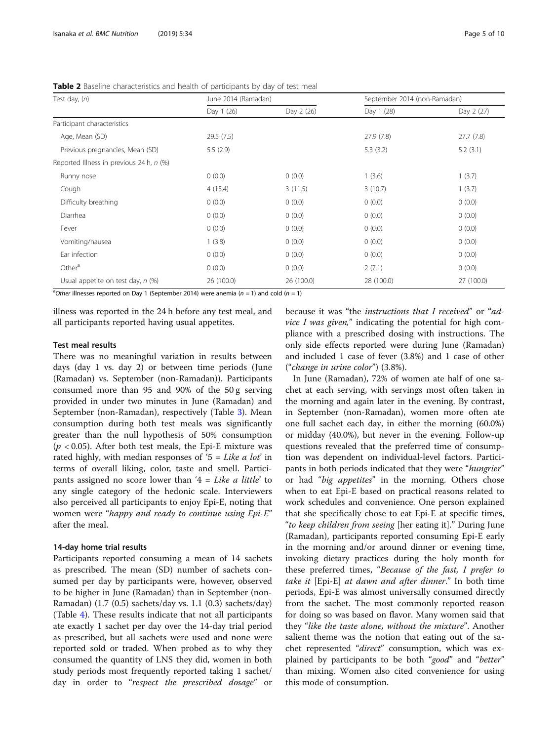**Table 2** Baseline characteristics and health of participants by day of test meal

| Test day, (*n*) | June 2014 (Ramadan) | | September 2014 (non-Ramadan) | |
|---|---|---|---|---|
| | Day 1 (26) | Day 2 (26) | Day 1 (28) | Day 2 (27) |
| Participant characteristics | | | | |
| Age, Mean (SD) | 29.5 (7.5) | | 27.9 (7.8) | 27.7 (7.8) |
| Previous pregnancies, Mean (SD) | 5.5 (2.9) | | 5.3 (3.2) | 5.2 (3.1) |
| Reported Illness in previous 24 h, *n* (%) | | | | |
| Runny nose | 0 (0.0) | 0 (0.0) | 1 (3.6) | 1 (3.7) |
| Cough | 4 (15.4) | 3 (11.5) | 3 (10.7) | 1 (3.7) |
| Difficulty breathing | 0 (0.0) | 0 (0.0) | 0 (0.0) | 0 (0.0) |
| Diarrhea | 0 (0.0) | 0 (0.0) | 0 (0.0) | 0 (0.0) |
| Fever | 0 (0.0) | 0 (0.0) | 0 (0.0) | 0 (0.0) |
| Vomiting/nausea | 1 (3.8) | 0 (0.0) | 0 (0.0) | 0 (0.0) |
| Ear infection | 0 (0.0) | 0 (0.0) | 0 (0.0) | 0 (0.0) |
| Other[a] | 0 (0.0) | 0 (0.0) | 2 (7.1) | 0 (0.0) |
| Usual appetite on test day, *n* (%) | 26 (100.0) | 26 (100.0) | 28 (100.0) | 27 (100.0) |

[a]*Other* illnesses reported on Day 1 (September 2014) were anemia ($n = 1$) and cold ($n = 1$)

illness was reported in the 24 h before any test meal, and all participants reported having usual appetites.

### Test meal results

There was no meaningful variation in results between days (day 1 vs. day 2) or between time periods (June (Ramadan) vs. September (non-Ramadan)). Participants consumed more than 95 and 90% of the 50 g serving provided in under two minutes in June (Ramadan) and September (non-Ramadan), respectively (Table 3). Mean consumption during both test meals was significantly greater than the null hypothesis of 50% consumption ($p < 0.05$). After both test meals, the Epi-E mixture was rated highly, with median responses of '5 = *Like a lot*' in terms of overall liking, color, taste and smell. Participants assigned no score lower than '4 = *Like a little*' to any single category of the hedonic scale. Interviewers also perceived all participants to enjoy Epi-E, noting that women were "*happy and ready to continue using Epi-E*" after the meal.

### 14-day home trial results

Participants reported consuming a mean of 14 sachets as prescribed. The mean (SD) number of sachets consumed per day by participants were, however, observed to be higher in June (Ramadan) than in September (non-Ramadan) (1.7 (0.5) sachets/day vs. 1.1 (0.3) sachets/day) (Table 4). These results indicate that not all participants ate exactly 1 sachet per day over the 14-day trial period as prescribed, but all sachets were used and none were reported sold or traded. When probed as to why they consumed the quantity of LNS they did, women in both study periods most frequently reported taking 1 sachet/day in order to "*respect the prescribed dosage*" or because it was "the *instructions that I received*" or "*advice I was given*," indicating the potential for high compliance with a prescribed dosing with instructions. The only side effects reported were during June (Ramadan) and included 1 case of fever (3.8%) and 1 case of other ("*change in urine color*") (3.8%).

In June (Ramadan), 72% of women ate half of one sachet at each serving, with servings most often taken in the morning and again later in the evening. By contrast, in September (non-Ramadan), women more often ate one full sachet each day, in either the morning (60.0%) or midday (40.0%), but never in the evening. Follow-up questions revealed that the preferred time of consumption was dependent on individual-level factors. Participants in both periods indicated that they were "*hungrier*" or had "*big appetites*" in the morning. Others chose when to eat Epi-E based on practical reasons related to work schedules and convenience. One person explained that she specifically chose to eat Epi-E at specific times, "*to keep children from seeing* [her eating it]." During June (Ramadan), participants reported consuming Epi-E early in the morning and/or around dinner or evening time, invoking dietary practices during the holy month for these preferred times, "*Because of the fast, I prefer to take it* [Epi-E] *at dawn and after dinner*." In both time periods, Epi-E was almost universally consumed directly from the sachet. The most commonly reported reason for doing so was based on flavor. Many women said that they "*like the taste alone, without the mixture*". Another salient theme was the notion that eating out of the sachet represented "*direct*" consumption, which was explained by participants to be both "*good*" and "*better*" than mixing. Women also cited convenience for using this mode of consumption.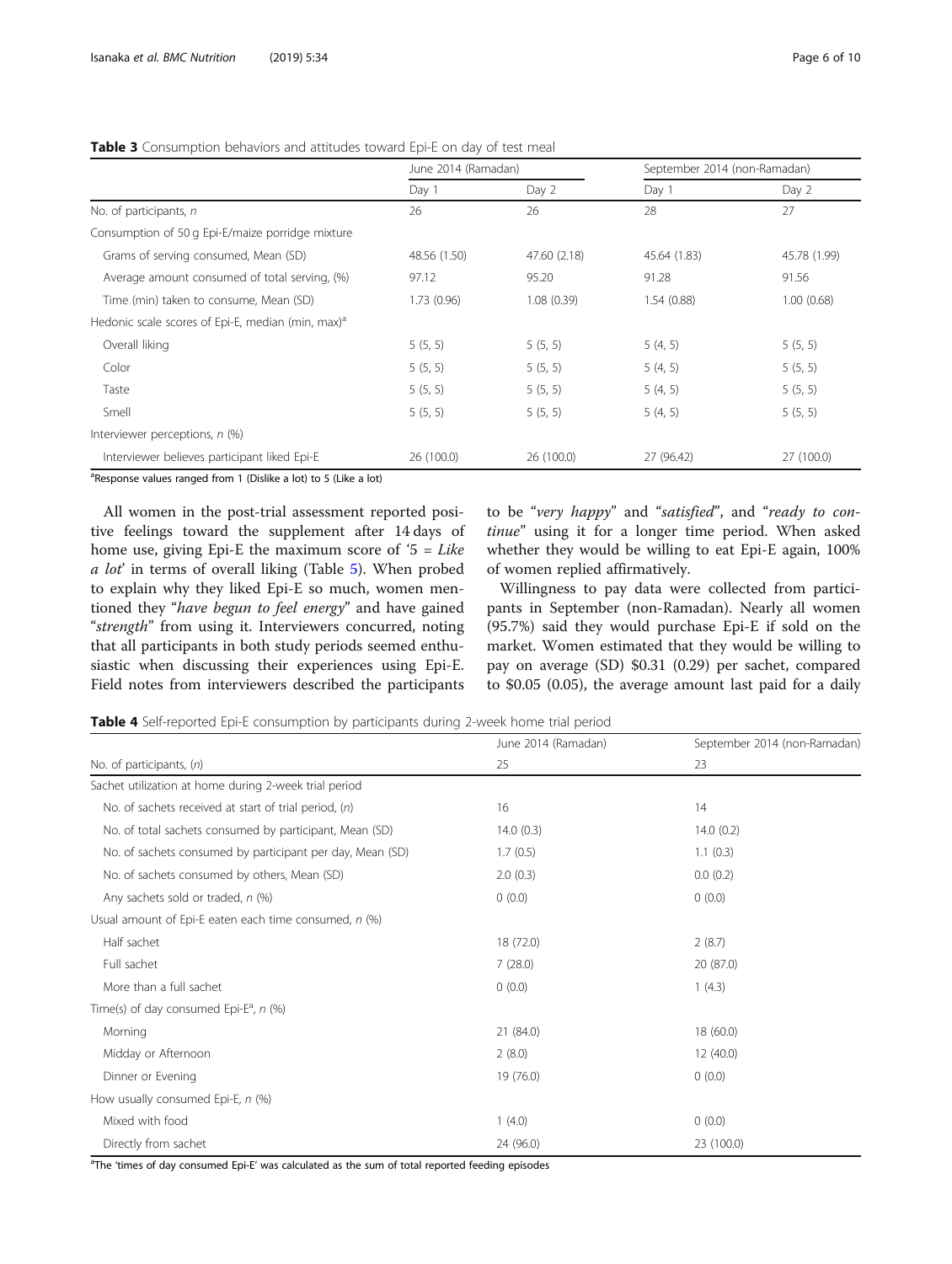**Table 3** Consumption behaviors and attitudes toward Epi-E on day of test meal

| | June 2014 (Ramadan) | | September 2014 (non-Ramadan) | |
|---|---|---|---|---|
| | Day 1 | Day 2 | Day 1 | Day 2 |
| No. of participants, *n* | 26 | 26 | 28 | 27 |
| Consumption of 50 g Epi-E/maize porridge mixture | | | | |
| Grams of serving consumed, Mean (SD) | 48.56 (1.50) | 47.60 (2.18) | 45.64 (1.83) | 45.78 (1.99) |
| Average amount consumed of total serving, (%) | 97.12 | 95.20 | 91.28 | 91.56 |
| Time (min) taken to consume, Mean (SD) | 1.73 (0.96) | 1.08 (0.39) | 1.54 (0.88) | 1.00 (0.68) |
| Hedonic scale scores of Epi-E, median (min, max)[a] | | | | |
| Overall liking | 5 (5, 5) | 5 (5, 5) | 5 (4, 5) | 5 (5, 5) |
| Color | 5 (5, 5) | 5 (5, 5) | 5 (4, 5) | 5 (5, 5) |
| Taste | 5 (5, 5) | 5 (5, 5) | 5 (4, 5) | 5 (5, 5) |
| Smell | 5 (5, 5) | 5 (5, 5) | 5 (4, 5) | 5 (5, 5) |
| Interviewer perceptions, *n* (%) | | | | |
| Interviewer believes participant liked Epi-E | 26 (100.0) | 26 (100.0) | 27 (96.42) | 27 (100.0) |

[a]Response values ranged from 1 (Dislike a lot) to 5 (Like a lot)

All women in the post-trial assessment reported positive feelings toward the supplement after 14 days of home use, giving Epi-E the maximum score of '5 = *Like a lot*' in terms of overall liking (Table 5). When probed to explain why they liked Epi-E so much, women mentioned they "*have begun to feel energy*" and have gained "*strength*" from using it. Interviewers concurred, noting that all participants in both study periods seemed enthusiastic when discussing their experiences using Epi-E. Field notes from interviewers described the participants to be "*very happy*" and "*satisfied*", and "*ready to continue*" using it for a longer time period. When asked whether they would be willing to eat Epi-E again, 100% of women replied affirmatively.

Willingness to pay data were collected from participants in September (non-Ramadan). Nearly all women (95.7%) said they would purchase Epi-E if sold on the market. Women estimated that they would be willing to pay on average (SD) $0.31 (0.29) per sachet, compared to $0.05 (0.05), the average amount last paid for a daily

**Table 4** Self-reported Epi-E consumption by participants during 2-week home trial period

| | June 2014 (Ramadan) | September 2014 (non-Ramadan) |
|---|---|---|
| No. of participants, (*n*) | 25 | 23 |
| Sachet utilization at home during 2-week trial period | | |
| No. of sachets received at start of trial period, (*n*) | 16 | 14 |
| No. of total sachets consumed by participant, Mean (SD) | 14.0 (0.3) | 14.0 (0.2) |
| No. of sachets consumed by participant per day, Mean (SD) | 1.7 (0.5) | 1.1 (0.3) |
| No. of sachets consumed by others, Mean (SD) | 2.0 (0.3) | 0.0 (0.2) |
| Any sachets sold or traded, *n* (%) | 0 (0.0) | 0 (0.0) |
| Usual amount of Epi-E eaten each time consumed, *n* (%) | | |
| Half sachet | 18 (72.0) | 2 (8.7) |
| Full sachet | 7 (28.0) | 20 (87.0) |
| More than a full sachet | 0 (0.0) | 1 (4.3) |
| Time(s) of day consumed Epi-E[a], *n* (%) | | |
| Morning | 21 (84.0) | 18 (60.0) |
| Midday or Afternoon | 2 (8.0) | 12 (40.0) |
| Dinner or Evening | 19 (76.0) | 0 (0.0) |
| How usually consumed Epi-E, *n* (%) | | |
| Mixed with food | 1 (4.0) | 0 (0.0) |
| Directly from sachet | 24 (96.0) | 23 (100.0) |

[a]The 'times of day consumed Epi-E' was calculated as the sum of total reported feeding episodes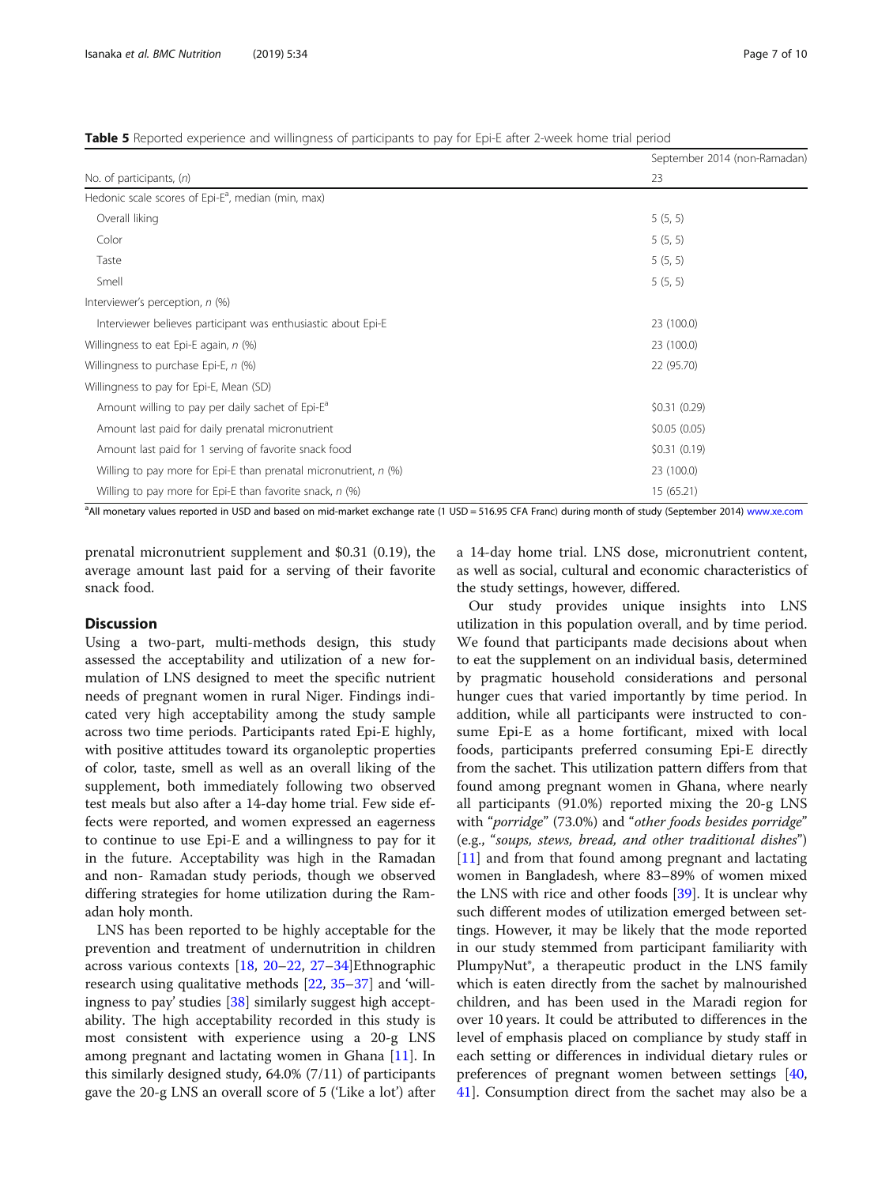**Table 5** Reported experience and willingness of participants to pay for Epi-E after 2-week home trial period

| | September 2014 (non-Ramadan) |
|---|---|
| No. of participants, (*n*) | 23 |
| Hedonic scale scores of Epi-E[a], median (min, max) | |
| Overall liking | 5 (5, 5) |
| Color | 5 (5, 5) |
| Taste | 5 (5, 5) |
| Smell | 5 (5, 5) |
| Interviewer's perception, *n* (%) | |
| Interviewer believes participant was enthusiastic about Epi-E | 23 (100.0) |
| Willingness to eat Epi-E again, *n* (%) | 23 (100.0) |
| Willingness to purchase Epi-E, *n* (%) | 22 (95.70) |
| Willingness to pay for Epi-E, Mean (SD) | |
| Amount willing to pay per daily sachet of Epi-E[a] | $0.31 (0.29) |
| Amount last paid for daily prenatal micronutrient | $0.05 (0.05) |
| Amount last paid for 1 serving of favorite snack food | $0.31 (0.19) |
| Willing to pay more for Epi-E than prenatal micronutrient, *n* (%) | 23 (100.0) |
| Willing to pay more for Epi-E than favorite snack, *n* (%) | 15 (65.21) |

[a]All monetary values reported in USD and based on mid-market exchange rate (1 USD = 516.95 CFA Franc) during month of study (September 2014) www.xe.com

prenatal micronutrient supplement and $0.31 (0.19), the average amount last paid for a serving of their favorite snack food.

## Discussion

Using a two-part, multi-methods design, this study assessed the acceptability and utilization of a new formulation of LNS designed to meet the specific nutrient needs of pregnant women in rural Niger. Findings indicated very high acceptability among the study sample across two time periods. Participants rated Epi-E highly, with positive attitudes toward its organoleptic properties of color, taste, smell as well as an overall liking of the supplement, both immediately following two observed test meals but also after a 14-day home trial. Few side effects were reported, and women expressed an eagerness to continue to use Epi-E and a willingness to pay for it in the future. Acceptability was high in the Ramadan and non- Ramadan study periods, though we observed differing strategies for home utilization during the Ramadan holy month.

LNS has been reported to be highly acceptable for the prevention and treatment of undernutrition in children across various contexts [18, 20–22, 27–34]Ethnographic research using qualitative methods [22, 35–37] and 'willingness to pay' studies [38] similarly suggest high acceptability. The high acceptability recorded in this study is most consistent with experience using a 20-g LNS among pregnant and lactating women in Ghana [11]. In this similarly designed study, 64.0% (7/11) of participants gave the 20-g LNS an overall score of 5 ('Like a lot') after a 14-day home trial. LNS dose, micronutrient content, as well as social, cultural and economic characteristics of the study settings, however, differed.

Our study provides unique insights into LNS utilization in this population overall, and by time period. We found that participants made decisions about when to eat the supplement on an individual basis, determined by pragmatic household considerations and personal hunger cues that varied importantly by time period. In addition, while all participants were instructed to consume Epi-E as a home fortificant, mixed with local foods, participants preferred consuming Epi-E directly from the sachet. This utilization pattern differs from that found among pregnant women in Ghana, where nearly all participants (91.0%) reported mixing the 20-g LNS with "*porridge*" (73.0%) and "*other foods besides porridge*" (e.g., "*soups, stews, bread, and other traditional dishes*") [11] and from that found among pregnant and lactating women in Bangladesh, where 83–89% of women mixed the LNS with rice and other foods [39]. It is unclear why such different modes of utilization emerged between settings. However, it may be likely that the mode reported in our study stemmed from participant familiarity with PlumpyNut®, a therapeutic product in the LNS family which is eaten directly from the sachet by malnourished children, and has been used in the Maradi region for over 10 years. It could be attributed to differences in the level of emphasis placed on compliance by study staff in each setting or differences in individual dietary rules or preferences of pregnant women between settings [40, 41]. Consumption direct from the sachet may also be a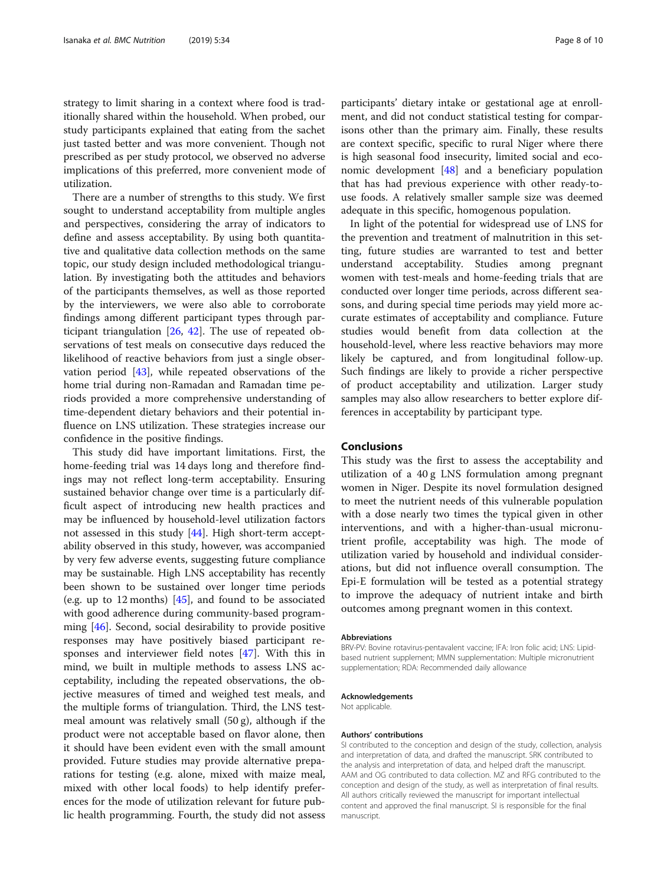strategy to limit sharing in a context where food is traditionally shared within the household. When probed, our study participants explained that eating from the sachet just tasted better and was more convenient. Though not prescribed as per study protocol, we observed no adverse implications of this preferred, more convenient mode of utilization.

There are a number of strengths to this study. We first sought to understand acceptability from multiple angles and perspectives, considering the array of indicators to define and assess acceptability. By using both quantitative and qualitative data collection methods on the same topic, our study design included methodological triangulation. By investigating both the attitudes and behaviors of the participants themselves, as well as those reported by the interviewers, we were also able to corroborate findings among different participant types through participant triangulation [26, 42]. The use of repeated observations of test meals on consecutive days reduced the likelihood of reactive behaviors from just a single observation period [43], while repeated observations of the home trial during non-Ramadan and Ramadan time periods provided a more comprehensive understanding of time-dependent dietary behaviors and their potential influence on LNS utilization. These strategies increase our confidence in the positive findings.

This study did have important limitations. First, the home-feeding trial was 14 days long and therefore findings may not reflect long-term acceptability. Ensuring sustained behavior change over time is a particularly difficult aspect of introducing new health practices and may be influenced by household-level utilization factors not assessed in this study [44]. High short-term acceptability observed in this study, however, was accompanied by very few adverse events, suggesting future compliance may be sustainable. High LNS acceptability has recently been shown to be sustained over longer time periods (e.g. up to 12 months) [45], and found to be associated with good adherence during community-based programming [46]. Second, social desirability to provide positive responses may have positively biased participant responses and interviewer field notes [47]. With this in mind, we built in multiple methods to assess LNS acceptability, including the repeated observations, the objective measures of timed and weighed test meals, and the multiple forms of triangulation. Third, the LNS test-meal amount was relatively small (50 g), although if the product were not acceptable based on flavor alone, then it should have been evident even with the small amount provided. Future studies may provide alternative preparations for testing (e.g. alone, mixed with maize meal, mixed with other local foods) to help identify preferences for the mode of utilization relevant for future public health programming. Fourth, the study did not assess participants' dietary intake or gestational age at enrollment, and did not conduct statistical testing for comparisons other than the primary aim. Finally, these results are context specific, specific to rural Niger where there is high seasonal food insecurity, limited social and economic development [48] and a beneficiary population that has had previous experience with other ready-to-use foods. A relatively smaller sample size was deemed adequate in this specific, homogenous population.

In light of the potential for widespread use of LNS for the prevention and treatment of malnutrition in this setting, future studies are warranted to test and better understand acceptability. Studies among pregnant women with test-meals and home-feeding trials that are conducted over longer time periods, across different seasons, and during special time periods may yield more accurate estimates of acceptability and compliance. Future studies would benefit from data collection at the household-level, where less reactive behaviors may more likely be captured, and from longitudinal follow-up. Such findings are likely to provide a richer perspective of product acceptability and utilization. Larger study samples may also allow researchers to better explore differences in acceptability by participant type.

## Conclusions

This study was the first to assess the acceptability and utilization of a 40 g LNS formulation among pregnant women in Niger. Despite its novel formulation designed to meet the nutrient needs of this vulnerable population with a dose nearly two times the typical given in other interventions, and with a higher-than-usual micronutrient profile, acceptability was high. The mode of utilization varied by household and individual considerations, but did not influence overall consumption. The Epi-E formulation will be tested as a potential strategy to improve the adequacy of nutrient intake and birth outcomes among pregnant women in this context.

### Abbreviations

BRV-PV: Bovine rotavirus-pentavalent vaccine; IFA: Iron folic acid; LNS: Lipid-based nutrient supplement; MMN supplementation: Multiple micronutrient supplementation; RDA: Recommended daily allowance

### Acknowledgements

Not applicable.

### Authors' contributions

SI contributed to the conception and design of the study, collection, analysis and interpretation of data, and drafted the manuscript. SRK contributed to the analysis and interpretation of data, and helped draft the manuscript. AAM and OG contributed to data collection. MZ and RFG contributed to the conception and design of the study, as well as interpretation of final results. All authors critically reviewed the manuscript for important intellectual content and approved the final manuscript. SI is responsible for the final manuscript.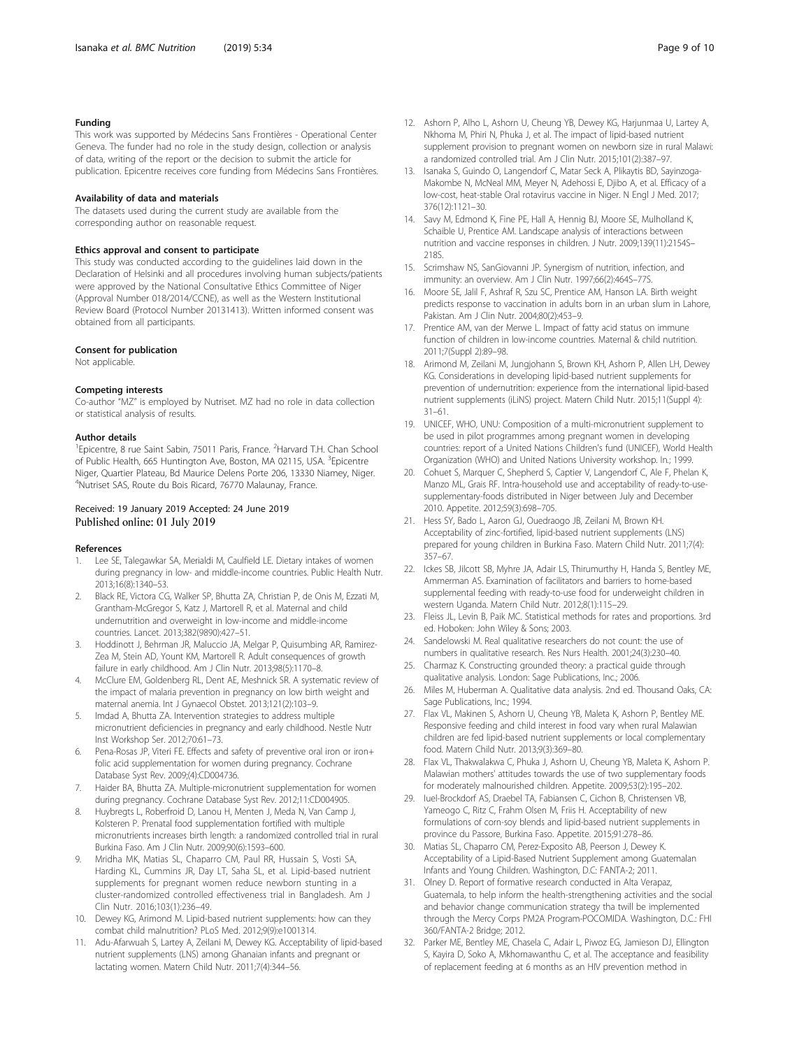## Funding

This work was supported by Médecins Sans Frontières - Operational Center Geneva. The funder had no role in the study design, collection or analysis of data, writing of the report or the decision to submit the article for publication. Epicentre receives core funding from Médecins Sans Frontières.

## Availability of data and materials

The datasets used during the current study are available from the corresponding author on reasonable request.

## Ethics approval and consent to participate

This study was conducted according to the guidelines laid down in the Declaration of Helsinki and all procedures involving human subjects/patients were approved by the National Consultative Ethics Committee of Niger (Approval Number 018/2014/CCNE), as well as the Western Institutional Review Board (Protocol Number 20131413). Written informed consent was obtained from all participants.

## Consent for publication

Not applicable.

## Competing interests

Co-author "MZ" is employed by Nutriset. MZ had no role in data collection or statistical analysis of results.

## Author details

[1]Epicentre, 8 rue Saint Sabin, 75011 Paris, France. [2]Harvard T.H. Chan School of Public Health, 665 Huntington Ave, Boston, MA 02115, USA. [3]Epicentre Niger, Quartier Plateau, Bd Maurice Delens Porte 206, 13330 Niamey, Niger. [4]Nutriset SAS, Route du Bois Ricard, 76770 Malaunay, France.

Received: 19 January 2019 Accepted: 24 June 2019
Published online: 01 July 2019

## References

1. Lee SE, Talegawkar SA, Merialdi M, Caulfield LE. Dietary intakes of women during pregnancy in low- and middle-income countries. Public Health Nutr. 2013;16(8):1340–53.
2. Black RE, Victora CG, Walker SP, Bhutta ZA, Christian P, de Onis M, Ezzati M, Grantham-McGregor S, Katz J, Martorell R, et al. Maternal and child undernutrition and overweight in low-income and middle-income countries. Lancet. 2013;382(9890):427–51.
3. Hoddinott J, Behrman JR, Maluccio JA, Melgar P, Quisumbing AR, Ramirez-Zea M, Stein AD, Yount KM, Martorell R. Adult consequences of growth failure in early childhood. Am J Clin Nutr. 2013;98(5):1170–8.
4. McClure EM, Goldenberg RL, Dent AE, Meshnick SR. A systematic review of the impact of malaria prevention in pregnancy on low birth weight and maternal anemia. Int J Gynaecol Obstet. 2013;121(2):103–9.
5. Imdad A, Bhutta ZA. Intervention strategies to address multiple micronutrient deficiencies in pregnancy and early childhood. Nestle Nutr Inst Workshop Ser. 2012;70:61–73.
6. Pena-Rosas JP, Viteri FE. Effects and safety of preventive oral iron or iron+ folic acid supplementation for women during pregnancy. Cochrane Database Syst Rev. 2009;(4):CD004736.
7. Haider BA, Bhutta ZA. Multiple-micronutrient supplementation for women during pregnancy. Cochrane Database Syst Rev. 2012;11:CD004905.
8. Huybregts L, Roberfroid D, Lanou H, Menten J, Meda N, Van Camp J, Kolsteren P. Prenatal food supplementation fortified with multiple micronutrients increases birth length: a randomized controlled trial in rural Burkina Faso. Am J Clin Nutr. 2009;90(6):1593–600.
9. Mridha MK, Matias SL, Chaparro CM, Paul RR, Hussain S, Vosti SA, Harding KL, Cummins JR, Day LT, Saha SL, et al. Lipid-based nutrient supplements for pregnant women reduce newborn stunting in a cluster-randomized controlled effectiveness trial in Bangladesh. Am J Clin Nutr. 2016;103(1):236–49.
10. Dewey KG, Arimond M. Lipid-based nutrient supplements: how can they combat child malnutrition? PLoS Med. 2012;9(9):e1001314.
11. Adu-Afarwuah S, Lartey A, Zeilani M, Dewey KG. Acceptability of lipid-based nutrient supplements (LNS) among Ghanaian infants and pregnant or lactating women. Matern Child Nutr. 2011;7(4):344–56.
12. Ashorn P, Alho L, Ashorn U, Cheung YB, Dewey KG, Harjunmaa U, Lartey A, Nkhoma M, Phiri N, Phuka J, et al. The impact of lipid-based nutrient supplement provision to pregnant women on newborn size in rural Malawi: a randomized controlled trial. Am J Clin Nutr. 2015;101(2):387–97.
13. Isanaka S, Guindo O, Langendorf C, Matar Seck A, Plikaytis BD, Sayinzoga-Makombe N, McNeal MM, Meyer N, Adehossi E, Djibo A, et al. Efficacy of a low-cost, heat-stable Oral rotavirus vaccine in Niger. N Engl J Med. 2017; 376(12):1121–30.
14. Savy M, Edmond K, Fine PE, Hall A, Hennig BJ, Moore SE, Mulholland K, Schaible U, Prentice AM. Landscape analysis of interactions between nutrition and vaccine responses in children. J Nutr. 2009;139(11):2154S–218S.
15. Scrimshaw NS, SanGiovanni JP. Synergism of nutrition, infection, and immunity: an overview. Am J Clin Nutr. 1997;66(2):464S–77S.
16. Moore SE, Jalil F, Ashraf R, Szu SC, Prentice AM, Hanson LA. Birth weight predicts response to vaccination in adults born in an urban slum in Lahore, Pakistan. Am J Clin Nutr. 2004;80(2):453–9.
17. Prentice AM, van der Merwe L. Impact of fatty acid status on immune function of children in low-income countries. Maternal & child nutrition. 2011;7(Suppl 2):89–98.
18. Arimond M, Zeilani M, Jungjohann S, Brown KH, Ashorn P, Allen LH, Dewey KG. Considerations in developing lipid-based nutrient supplements for prevention of undernutrition: experience from the international lipid-based nutrient supplements (iLiNS) project. Matern Child Nutr. 2015;11(Suppl 4): 31–61.
19. UNICEF, WHO, UNU: Composition of a multi-micronutrient supplement to be used in pilot programmes among pregnant women in developing countries: report of a United Nations Children's fund (UNICEF), World Health Organization (WHO) and United Nations University workshop. In.; 1999.
20. Cohuet S, Marquer C, Shepherd S, Captier V, Langendorf C, Ale F, Phelan K, Manzo ML, Grais RF. Intra-household use and acceptability of ready-to-use-supplementary-foods distributed in Niger between July and December 2010. Appetite. 2012;59(3):698–705.
21. Hess SY, Bado L, Aaron GJ, Ouedraogo JB, Zeilani M, Brown KH. Acceptability of zinc-fortified, lipid-based nutrient supplements (LNS) prepared for young children in Burkina Faso. Matern Child Nutr. 2011;7(4): 357–67.
22. Ickes SB, Jilcott SB, Myhre JA, Adair LS, Thirumurthy H, Handa S, Bentley ME, Ammerman AS. Examination of facilitators and barriers to home-based supplemental feeding with ready-to-use food for underweight children in western Uganda. Matern Child Nutr. 2012;8(1):115–29.
23. Fleiss JL, Levin B, Paik MC. Statistical methods for rates and proportions. 3rd ed. Hoboken: John Wiley & Sons; 2003.
24. Sandelowski M. Real qualitative researchers do not count: the use of numbers in qualitative research. Res Nurs Health. 2001;24(3):230–40.
25. Charmaz K. Constructing grounded theory: a practical guide through qualitative analysis. London: Sage Publications, Inc.; 2006.
26. Miles M, Huberman A. Qualitative data analysis. 2nd ed. Thousand Oaks, CA: Sage Publications, Inc.; 1994.
27. Flax VL, Makinen S, Ashorn U, Cheung YB, Maleta K, Ashorn P, Bentley ME. Responsive feeding and child interest in food vary when rural Malawian children are fed lipid-based nutrient supplements or local complementary food. Matern Child Nutr. 2013;9(3):369–80.
28. Flax VL, Thakwalakwa C, Phuka J, Ashorn U, Cheung YB, Maleta K, Ashorn P. Malawian mothers' attitudes towards the use of two supplementary foods for moderately malnourished children. Appetite. 2009;53(2):195–202.
29. Iuel-Brockdorf AS, Draebel TA, Fabiansen C, Cichon B, Christensen VB, Yameogo C, Ritz C, Frahm Olsen M, Friis H. Acceptability of new formulations of corn-soy blends and lipid-based nutrient supplements in province du Passore, Burkina Faso. Appetite. 2015;91:278–86.
30. Matias SL, Chaparro CM, Perez-Exposito AB, Peerson J, Dewey K. Acceptability of a Lipid-Based Nutrient Supplement among Guatemalan Infants and Young Children. Washington, D.C: FANTA-2; 2011.
31. Olney D. Report of formative research conducted in Alta Verapaz, Guatemala, to help inform the health-strengthening activities and the social and behavior change communication strategy tha twill be implemented through the Mercy Corps PM2A Program-POCOMIDA. Washington, D.C.: FHI 360/FANTA-2 Bridge; 2012.
32. Parker ME, Bentley ME, Chasela C, Adair L, Piwoz EG, Jamieson DJ, Ellington S, Kayira D, Soko A, Mkhomawanthu C, et al. The acceptance and feasibility of replacement feeding at 6 months as an HIV prevention method in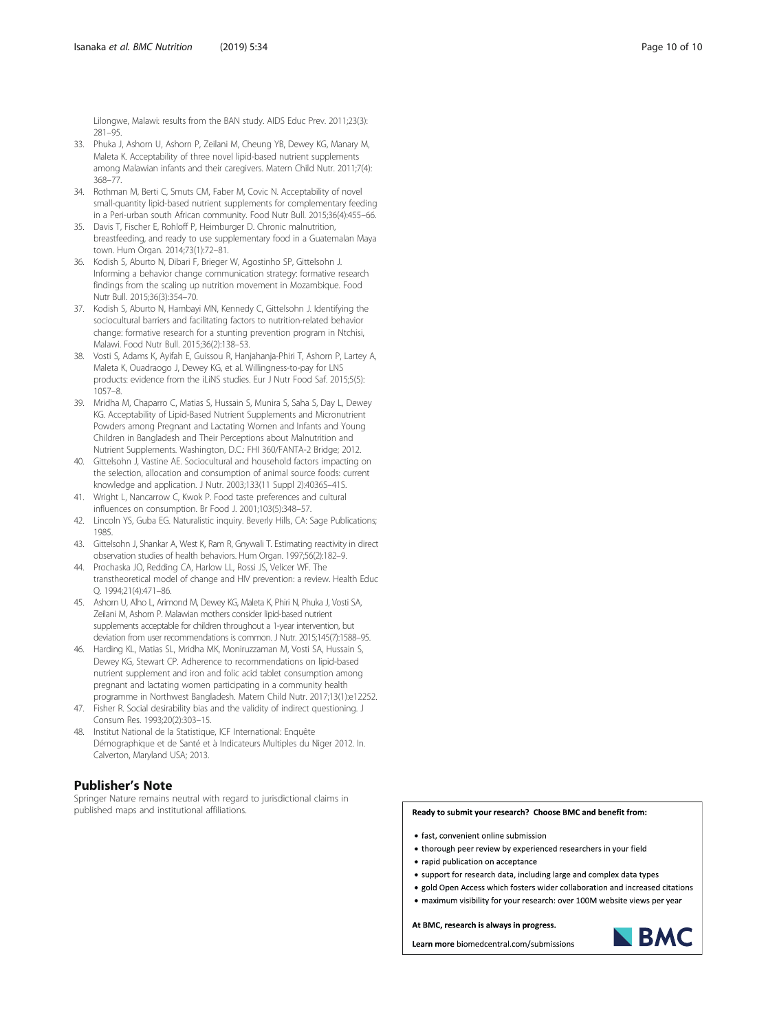Lilongwe, Malawi: results from the BAN study. AIDS Educ Prev. 2011;23(3): 281–95.

33. Phuka J, Ashorn U, Ashorn P, Zeilani M, Cheung YB, Dewey KG, Manary M, Maleta K. Acceptability of three novel lipid-based nutrient supplements among Malawian infants and their caregivers. Matern Child Nutr. 2011;7(4): 368–77.
34. Rothman M, Berti C, Smuts CM, Faber M, Covic N. Acceptability of novel small-quantity lipid-based nutrient supplements for complementary feeding in a Peri-urban south African community. Food Nutr Bull. 2015;36(4):455–66.
35. Davis T, Fischer E, Rohloff P, Heimburger D. Chronic malnutrition, breastfeeding, and ready to use supplementary food in a Guatemalan Maya town. Hum Organ. 2014;73(1):72–81.
36. Kodish S, Aburto N, Dibari F, Brieger W, Agostinho SP, Gittelsohn J. Informing a behavior change communication strategy: formative research findings from the scaling up nutrition movement in Mozambique. Food Nutr Bull. 2015;36(3):354–70.
37. Kodish S, Aburto N, Hambayi MN, Kennedy C, Gittelsohn J. Identifying the sociocultural barriers and facilitating factors to nutrition-related behavior change: formative research for a stunting prevention program in Ntchisi, Malawi. Food Nutr Bull. 2015;36(2):138–53.
38. Vosti S, Adams K, Ayifah E, Guissou R, Hanjahanja-Phiri T, Ashorn P, Lartey A, Maleta K, Ouadraogo J, Dewey KG, et al. Willingness-to-pay for LNS products: evidence from the iLiNS studies. Eur J Nutr Food Saf. 2015;5(5): 1057–8.
39. Mridha M, Chaparro C, Matias S, Hussain S, Munira S, Saha S, Day L, Dewey KG. Acceptability of Lipid-Based Nutrient Supplements and Micronutrient Powders among Pregnant and Lactating Women and Infants and Young Children in Bangladesh and Their Perceptions about Malnutrition and Nutrient Supplements. Washington, D.C.: FHI 360/FANTA-2 Bridge; 2012.
40. Gittelsohn J, Vastine AE. Sociocultural and household factors impacting on the selection, allocation and consumption of animal source foods: current knowledge and application. J Nutr. 2003;133(11 Suppl 2):4036S–41S.
41. Wright L, Nancarrow C, Kwok P. Food taste preferences and cultural influences on consumption. Br Food J. 2001;103(5):348–57.
42. Lincoln YS, Guba EG. Naturalistic inquiry. Beverly Hills, CA: Sage Publications; 1985.
43. Gittelsohn J, Shankar A, West K, Ram R, Gnywali T. Estimating reactivity in direct observation studies of health behaviors. Hum Organ. 1997;56(2):182–9.
44. Prochaska JO, Redding CA, Harlow LL, Rossi JS, Velicer WF. The transtheoretical model of change and HIV prevention: a review. Health Educ Q. 1994;21(4):471–86.
45. Ashorn U, Alho L, Arimond M, Dewey KG, Maleta K, Phiri N, Phuka J, Vosti SA, Zeilani M, Ashorn P. Malawian mothers consider lipid-based nutrient supplements acceptable for children throughout a 1-year intervention, but deviation from user recommendations is common. J Nutr. 2015;145(7):1588–95.
46. Harding KL, Matias SL, Mridha MK, Moniruzzaman M, Vosti SA, Hussain S, Dewey KG, Stewart CP. Adherence to recommendations on lipid-based nutrient supplement and iron and folic acid tablet consumption among pregnant and lactating women participating in a community health programme in Northwest Bangladesh. Matern Child Nutr. 2017;13(1):e12252.
47. Fisher R. Social desirability bias and the validity of indirect questioning. J Consum Res. 1993;20(2):303–15.
48. Institut National de la Statistique, ICF International: Enquête Démographique et de Santé et à Indicateurs Multiples du Niger 2012. In. Calverton, Maryland USA; 2013.

## Publisher's Note

Springer Nature remains neutral with regard to jurisdictional claims in published maps and institutional affiliations.

**Ready to submit your research? Choose BMC and benefit from:**

- fast, convenient online submission
- thorough peer review by experienced researchers in your field
- rapid publication on acceptance
- support for research data, including large and complex data types
- gold Open Access which fosters wider collaboration and increased citations
- maximum visibility for your research: over 100M website views per year

**At BMC, research is always in progress.**

**Learn more** biomedcentral.com/submissions

BMC